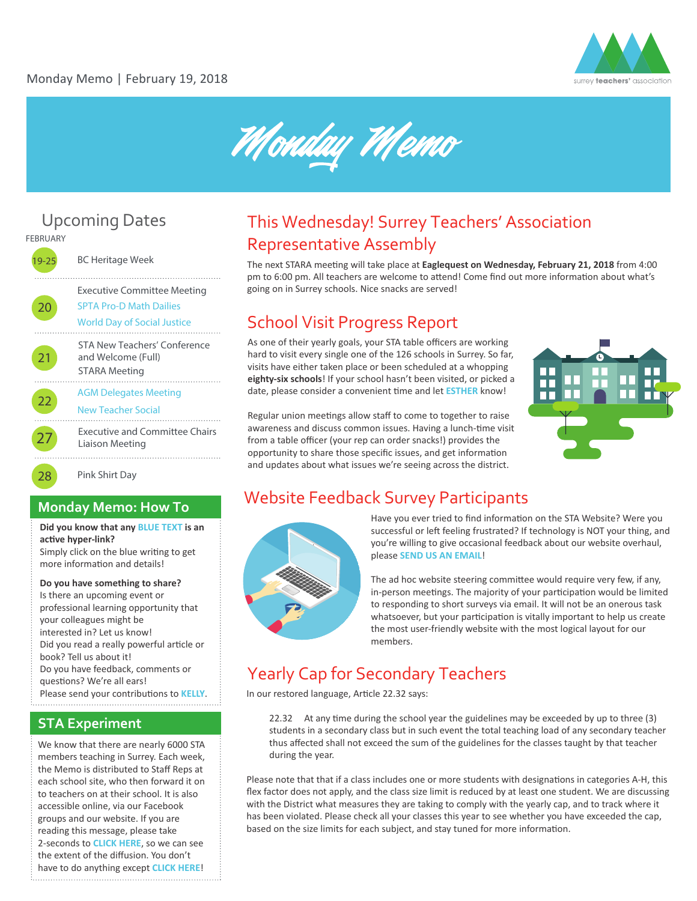Monday Memo | February 19, 2018

# Monday Memo

## Upcoming Dates

FEBRUARY

| Date | Event |
|---|---|
| 19-25 | BC Heritage Week |
| 20 | Executive Committee Meeting<br>SPTA Pro-D Math Dailies<br>World Day of Social Justice |
| 21 | STA New Teachers' Conference and Welcome (Full)<br>STARA Meeting |
| 22 | AGM Delegates Meeting<br>New Teacher Social |
| 27 | Executive and Committee Chairs Liaison Meeting |
| 28 | Pink Shirt Day |

## Monday Memo: How To

**Did you know that any BLUE TEXT is an active hyper-link?**
Simply click on the blue writing to get more information and details!

**Do you have something to share?**
Is there an upcoming event or professional learning opportunity that your colleagues might be interested in? Let us know!
Did you read a really powerful article or book? Tell us about it!
Do you have feedback, comments or questions? We're all ears!
Please send your contributions to KELLY.

## STA Experiment

We know that there are nearly 6000 STA members teaching in Surrey. Each week, the Memo is distributed to Staff Reps at each school site, who then forward it on to teachers on at their school. It is also accessible online, via our Facebook groups and our website. If you are reading this message, please take 2-seconds to CLICK HERE, so we can see the extent of the diffusion. You don't have to do anything except CLICK HERE!

## This Wednesday! Surrey Teachers' Association Representative Assembly

The next STARA meeting will take place at **Eaglequest on Wednesday, February 21, 2018** from 4:00 pm to 6:00 pm. All teachers are welcome to attend! Come find out more information about what's going on in Surrey schools. Nice snacks are served!

## School Visit Progress Report

As one of their yearly goals, your STA table officers are working hard to visit every single one of the 126 schools in Surrey. So far, visits have either taken place or been scheduled at a whopping **eighty-six schools**! If your school hasn't been visited, or picked a date, please consider a convenient time and let **ESTHER** know!

Regular union meetings allow staff to come to together to raise awareness and discuss common issues. Having a lunch-time visit from a table officer (your rep can order snacks!) provides the opportunity to share those specific issues, and get information and updates about what issues we're seeing across the district.

## Website Feedback Survey Participants

Have you ever tried to find information on the STA Website? Were you successful or left feeling frustrated? If technology is NOT your thing, and you're willing to give occasional feedback about our website overhaul, please **SEND US AN EMAIL**!

The ad hoc website steering committee would require very few, if any, in-person meetings. The majority of your participation would be limited to responding to short surveys via email. It will not be an onerous task whatsoever, but your participation is vitally important to help us create the most user-friendly website with the most logical layout for our members.

## Yearly Cap for Secondary Teachers

In our restored language, Article 22.32 says:

> 22.32 At any time during the school year the guidelines may be exceeded by up to three (3) students in a secondary class but in such event the total teaching load of any secondary teacher thus affected shall not exceed the sum of the guidelines for the classes taught by that teacher during the year.

Please note that that if a class includes one or more students with designations in categories A-H, this flex factor does not apply, and the class size limit is reduced by at least one student. We are discussing with the District what measures they are taking to comply with the yearly cap, and to track where it has been violated. Please check all your classes this year to see whether you have exceeded the cap, based on the size limits for each subject, and stay tuned for more information.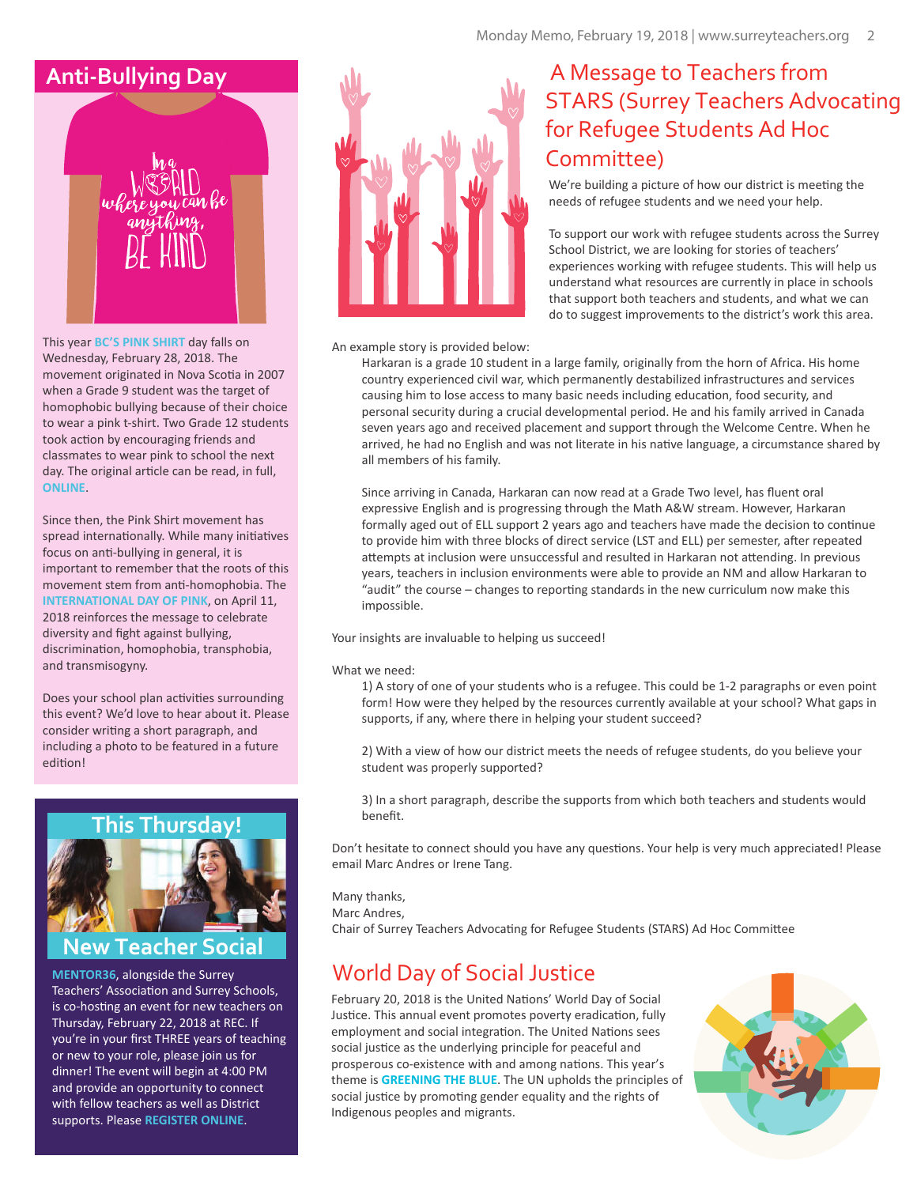## Anti-Bullying Day

This year **BC'S PINK SHIRT** day falls on Wednesday, February 28, 2018. The movement originated in Nova Scotia in 2007 when a Grade 9 student was the target of homophobic bullying because of their choice to wear a pink t-shirt. Two Grade 12 students took action by encouraging friends and classmates to wear pink to school the next day. The original article can be read, in full, **ONLINE**.

Since then, the Pink Shirt movement has spread internationally. While many initiatives focus on anti-bullying in general, it is important to remember that the roots of this movement stem from anti-homophobia. The **INTERNATIONAL DAY OF PINK**, on April 11, 2018 reinforces the message to celebrate diversity and fight against bullying, discrimination, homophobia, transphobia, and transmisogyny.

Does your school plan activities surrounding this event? We'd love to hear about it. Please consider writing a short paragraph, and including a photo to be featured in a future edition!

## This Thursday!

## New Teacher Social

**MENTOR36**, alongside the Surrey Teachers' Association and Surrey Schools, is co-hosting an event for new teachers on Thursday, February 22, 2018 at REC. If you're in your first THREE years of teaching or new to your role, please join us for dinner! The event will begin at 4:00 PM and provide an opportunity to connect with fellow teachers as well as District supports. Please **REGISTER ONLINE**.

## A Message to Teachers from STARS (Surrey Teachers Advocating for Refugee Students Ad Hoc Committee)

We're building a picture of how our district is meeting the needs of refugee students and we need your help.

To support our work with refugee students across the Surrey School District, we are looking for stories of teachers' experiences working with refugee students. This will help us understand what resources are currently in place in schools that support both teachers and students, and what we can do to suggest improvements to the district's work this area.

An example story is provided below:

> Harkaran is a grade 10 student in a large family, originally from the horn of Africa. His home country experienced civil war, which permanently destabilized infrastructures and services causing him to lose access to many basic needs including education, food security, and personal security during a crucial developmental period. He and his family arrived in Canada seven years ago and received placement and support through the Welcome Centre. When he arrived, he had no English and was not literate in his native language, a circumstance shared by all members of his family.
>
> Since arriving in Canada, Harkaran can now read at a Grade Two level, has fluent oral expressive English and is progressing through the Math A&W stream. However, Harkaran formally aged out of ELL support 2 years ago and teachers have made the decision to continue to provide him with three blocks of direct service (LST and ELL) per semester, after repeated attempts at inclusion were unsuccessful and resulted in Harkaran not attending. In previous years, teachers in inclusion environments were able to provide an NM and allow Harkaran to "audit" the course – changes to reporting standards in the new curriculum now make this impossible.

Your insights are invaluable to helping us succeed!

What we need:

1) A story of one of your students who is a refugee. This could be 1-2 paragraphs or even point form! How were they helped by the resources currently available at your school? What gaps in supports, if any, where there in helping your student succeed?

2) With a view of how our district meets the needs of refugee students, do you believe your student was properly supported?

3) In a short paragraph, describe the supports from which both teachers and students would benefit.

Don't hesitate to connect should you have any questions. Your help is very much appreciated! Please email Marc Andres or Irene Tang.

Many thanks,
Marc Andres,
Chair of Surrey Teachers Advocating for Refugee Students (STARS) Ad Hoc Committee

## World Day of Social Justice

February 20, 2018 is the United Nations' World Day of Social Justice. This annual event promotes poverty eradication, fully employment and social integration. The United Nations sees social justice as the underlying principle for peaceful and prosperous co-existence with and among nations. This year's theme is **GREENING THE BLUE**. The UN upholds the principles of social justice by promoting gender equality and the rights of Indigenous peoples and migrants.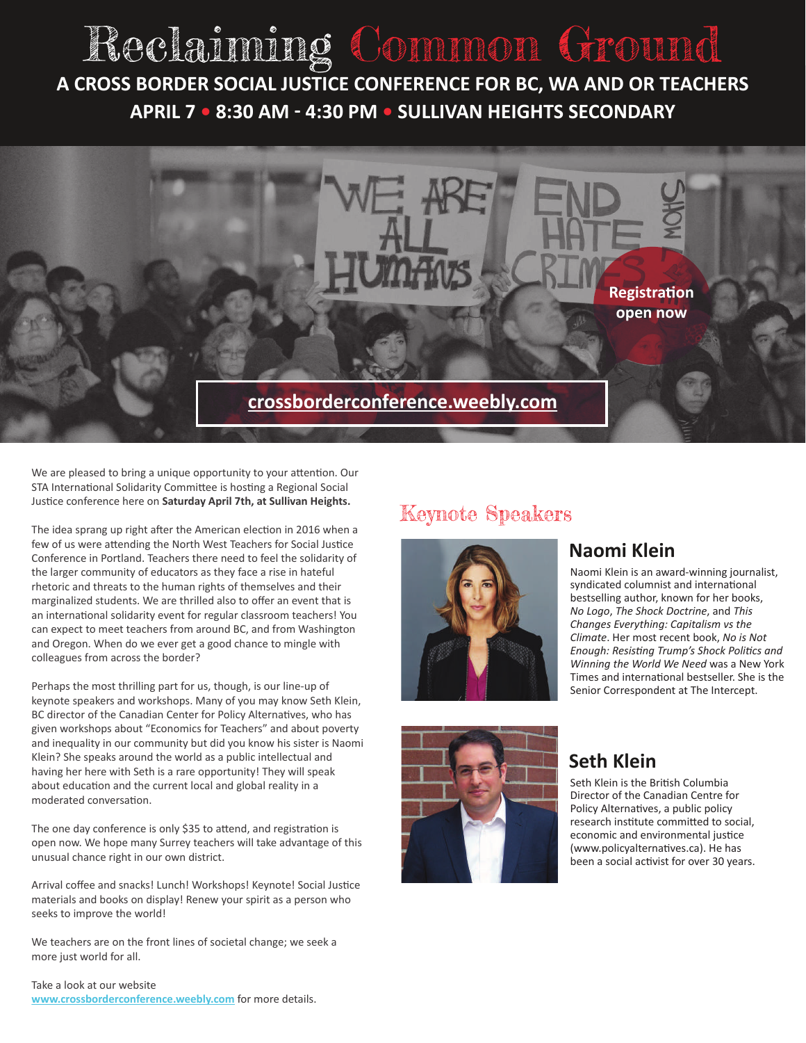# Reclaiming Common Ground

**A CROSS BORDER SOCIAL JUSTICE CONFERENCE FOR BC, WA AND OR TEACHERS**

**APRIL 7 • 8:30 AM - 4:30 PM • SULLIVAN HEIGHTS SECONDARY**

**Registration open now**

**crossborderconference.weebly.com**

We are pleased to bring a unique opportunity to your attention. Our STA International Solidarity Committee is hosting a Regional Social Justice conference here on **Saturday April 7th, at Sullivan Heights.**

The idea sprang up right after the American election in 2016 when a few of us were attending the North West Teachers for Social Justice Conference in Portland. Teachers there need to feel the solidarity of the larger community of educators as they face a rise in hateful rhetoric and threats to the human rights of themselves and their marginalized students. We are thrilled also to offer an event that is an international solidarity event for regular classroom teachers! You can expect to meet teachers from around BC, and from Washington and Oregon. When do we ever get a good chance to mingle with colleagues from across the border?

Perhaps the most thrilling part for us, though, is our line-up of keynote speakers and workshops. Many of you may know Seth Klein, BC director of the Canadian Center for Policy Alternatives, who has given workshops about "Economics for Teachers" and about poverty and inequality in our community but did you know his sister is Naomi Klein? She speaks around the world as a public intellectual and having her here with Seth is a rare opportunity! They will speak about education and the current local and global reality in a moderated conversation.

The one day conference is only $35 to attend, and registration is open now. We hope many Surrey teachers will take advantage of this unusual chance right in our own district.

Arrival coffee and snacks! Lunch! Workshops! Keynote! Social Justice materials and books on display! Renew your spirit as a person who seeks to improve the world!

We teachers are on the front lines of societal change; we seek a more just world for all.

Take a look at our website [www.crossborderconference.weebly.com](http://www.crossborderconference.weebly.com) for more details.

## Keynote Speakers

### Naomi Klein

Naomi Klein is an award-winning journalist, syndicated columnist and international bestselling author, known for her books, *No Logo*, *The Shock Doctrine*, and *This Changes Everything: Capitalism vs the Climate*. Her most recent book, *No is Not Enough: Resisting Trump's Shock Politics and Winning the World We Need* was a New York Times and international bestseller. She is the Senior Correspondent at The Intercept.

### Seth Klein

Seth Klein is the British Columbia Director of the Canadian Centre for Policy Alternatives, a public policy research institute committed to social, economic and environmental justice (www.policyalternatives.ca). He has been a social activist for over 30 years.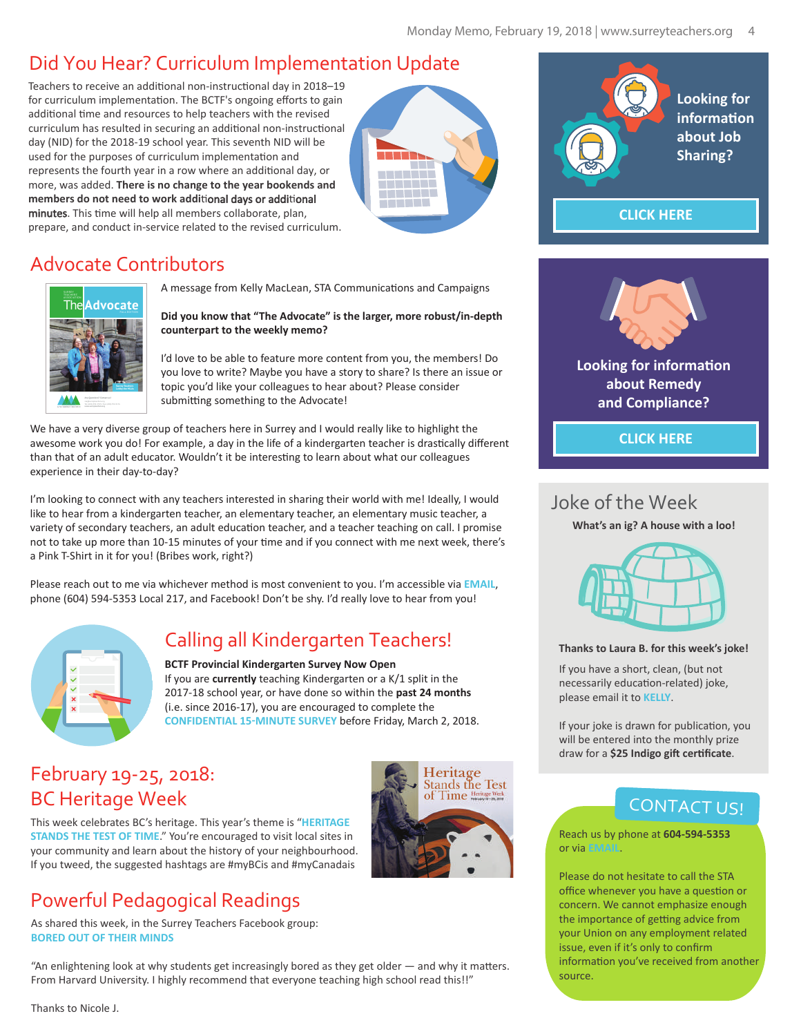## Did You Hear? Curriculum Implementation Update

Teachers to receive an additional non-instructional day in 2018–19 for curriculum implementation. The BCTF's ongoing efforts to gain additional time and resources to help teachers with the revised curriculum has resulted in securing an additional non-instructional day (NID) for the 2018-19 school year. This seventh NID will be used for the purposes of curriculum implementation and represents the fourth year in a row where an additional day, or more, was added. **There is no change to the year bookends and members do not need to work additional days or additional minutes**. This time will help all members collaborate, plan, prepare, and conduct in-service related to the revised curriculum.

## Advocate Contributors

A message from Kelly MacLean, STA Communications and Campaigns

**Did you know that "The Advocate" is the larger, more robust/in-depth counterpart to the weekly memo?**

I'd love to be able to feature more content from you, the members! Do you love to write? Maybe you have a story to share? Is there an issue or topic you'd like your colleagues to hear about? Please consider submitting something to the Advocate!

We have a very diverse group of teachers here in Surrey and I would really like to highlight the awesome work you do! For example, a day in the life of a kindergarten teacher is drastically different than that of an adult educator. Wouldn't it be interesting to learn about what our colleagues experience in their day-to-day?

I'm looking to connect with any teachers interested in sharing their world with me! Ideally, I would like to hear from a kindergarten teacher, an elementary teacher, an elementary music teacher, a variety of secondary teachers, an adult education teacher, and a teacher teaching on call. I promise not to take up more than 10-15 minutes of your time and if you connect with me next week, there's a Pink T-Shirt in it for you! (Bribes work, right?)

Please reach out to me via whichever method is most convenient to you. I'm accessible via EMAIL, phone (604) 594-5353 Local 217, and Facebook! Don't be shy. I'd really love to hear from you!

## Calling all Kindergarten Teachers!

**BCTF Provincial Kindergarten Survey Now Open**

If you are **currently** teaching Kindergarten or a K/1 split in the 2017-18 school year, or have done so within the **past 24 months** (i.e. since 2016-17), you are encouraged to complete the CONFIDENTIAL 15-MINUTE SURVEY before Friday, March 2, 2018.

## February 19-25, 2018: BC Heritage Week

This week celebrates BC's heritage. This year's theme is "HERITAGE STANDS THE TEST OF TIME." You're encouraged to visit local sites in your community and learn about the history of your neighbourhood. If you tweet, the suggested hashtags are #myBCis and #myCanadais

## Powerful Pedagogical Readings

As shared this week, in the Surrey Teachers Facebook group:
BORED OUT OF THEIR MINDS

"An enlightening look at why students get increasingly bored as they get older — and why it matters. From Harvard University. I highly recommend that everyone teaching high school read this!!"

Thanks to Nicole J.

---

**Looking for information about Job Sharing?**

CLICK HERE

**Looking for information about Remedy and Compliance?**

CLICK HERE

## Joke of the Week

**What's an ig? A house with a loo!**

**Thanks to Laura B. for this week's joke!**

If you have a short, clean, (but not necessarily education-related) joke, please email it to KELLY.

If your joke is drawn for publication, you will be entered into the monthly prize draw for a **$25 Indigo gift certificate**.

## CONTACT US!

Reach us by phone at **604-594-5353** or via EMAIL.

Please do not hesitate to call the STA office whenever you have a question or concern. We cannot emphasize enough the importance of getting advice from your Union on any employment related issue, even if it's only to confirm information you've received from another source.